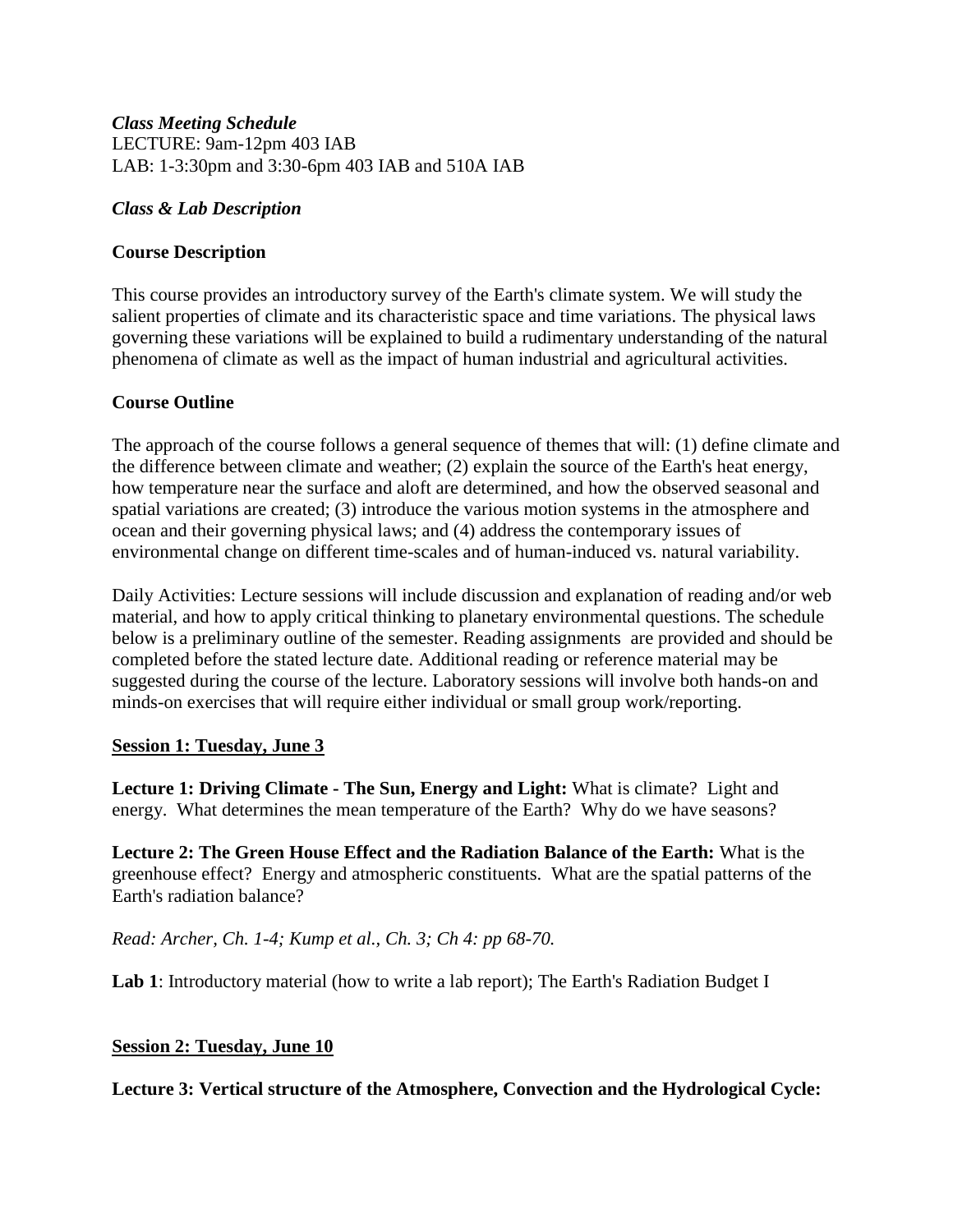***Class Meeting Schedule***
LECTURE: 9am-12pm 403 IAB
LAB: 1-3:30pm and 3:30-6pm 403 IAB and 510A IAB

***Class & Lab Description***

**Course Description**

This course provides an introductory survey of the Earth's climate system. We will study the salient properties of climate and its characteristic space and time variations. The physical laws governing these variations will be explained to build a rudimentary understanding of the natural phenomena of climate as well as the impact of human industrial and agricultural activities.

**Course Outline**

The approach of the course follows a general sequence of themes that will: (1) define climate and the difference between climate and weather; (2) explain the source of the Earth's heat energy, how temperature near the surface and aloft are determined, and how the observed seasonal and spatial variations are created; (3) introduce the various motion systems in the atmosphere and ocean and their governing physical laws; and (4) address the contemporary issues of environmental change on different time-scales and of human-induced vs. natural variability.

Daily Activities: Lecture sessions will include discussion and explanation of reading and/or web material, and how to apply critical thinking to planetary environmental questions. The schedule below is a preliminary outline of the semester. Reading assignments are provided and should be completed before the stated lecture date. Additional reading or reference material may be suggested during the course of the lecture. Laboratory sessions will involve both hands-on and minds-on exercises that will require either individual or small group work/reporting.

**Session 1: Tuesday, June 3**

**Lecture 1: Driving Climate - The Sun, Energy and Light:** What is climate? Light and energy. What determines the mean temperature of the Earth? Why do we have seasons?

**Lecture 2: The Green House Effect and the Radiation Balance of the Earth:** What is the greenhouse effect? Energy and atmospheric constituents. What are the spatial patterns of the Earth's radiation balance?

*Read: Archer, Ch. 1-4; Kump et al., Ch. 3; Ch 4: pp 68-70.*

**Lab 1**: Introductory material (how to write a lab report); The Earth's Radiation Budget I

**Session 2: Tuesday, June 10**

**Lecture 3: Vertical structure of the Atmosphere, Convection and the Hydrological Cycle:**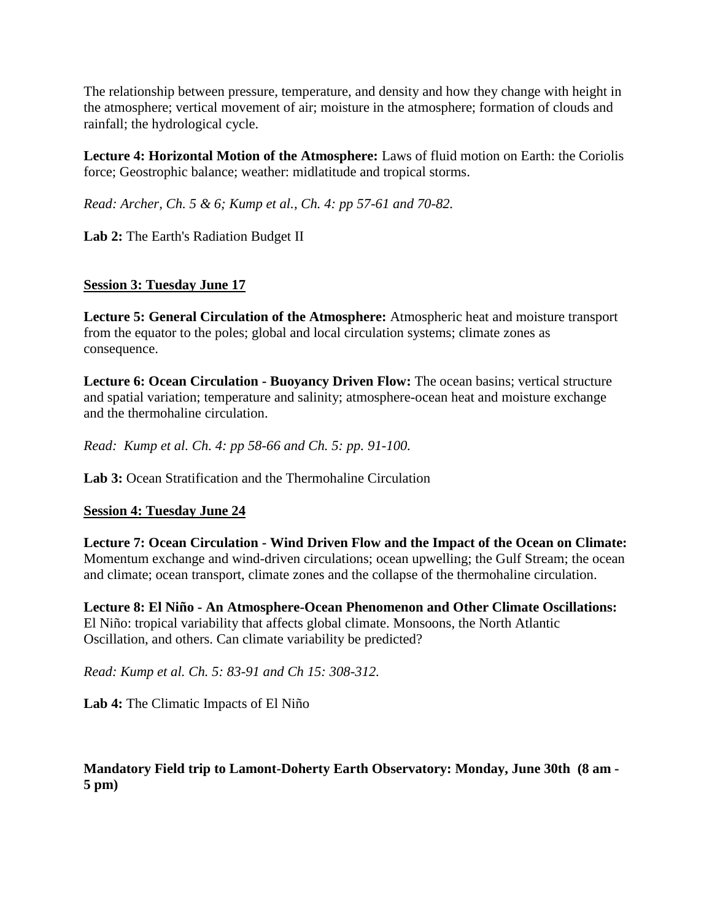The relationship between pressure, temperature, and density and how they change with height in the atmosphere; vertical movement of air; moisture in the atmosphere; formation of clouds and rainfall; the hydrological cycle.

**Lecture 4: Horizontal Motion of the Atmosphere:** Laws of fluid motion on Earth: the Coriolis force; Geostrophic balance; weather: midlatitude and tropical storms.

*Read: Archer, Ch. 5 & 6; Kump et al., Ch. 4: pp 57-61 and 70-82.*

**Lab 2:** The Earth's Radiation Budget II

## Session 3: Tuesday June 17

**Lecture 5: General Circulation of the Atmosphere:** Atmospheric heat and moisture transport from the equator to the poles; global and local circulation systems; climate zones as consequence.

**Lecture 6: Ocean Circulation - Buoyancy Driven Flow:** The ocean basins; vertical structure and spatial variation; temperature and salinity; atmosphere-ocean heat and moisture exchange and the thermohaline circulation.

*Read: Kump et al. Ch. 4: pp 58-66 and Ch. 5: pp. 91-100.*

**Lab 3:** Ocean Stratification and the Thermohaline Circulation

## Session 4: Tuesday June 24

**Lecture 7: Ocean Circulation - Wind Driven Flow and the Impact of the Ocean on Climate:** Momentum exchange and wind-driven circulations; ocean upwelling; the Gulf Stream; the ocean and climate; ocean transport, climate zones and the collapse of the thermohaline circulation.

**Lecture 8: El Niño - An Atmosphere-Ocean Phenomenon and Other Climate Oscillations:** El Niño: tropical variability that affects global climate. Monsoons, the North Atlantic Oscillation, and others. Can climate variability be predicted?

*Read: Kump et al. Ch. 5: 83-91 and Ch 15: 308-312.*

**Lab 4:** The Climatic Impacts of El Niño

**Mandatory Field trip to Lamont-Doherty Earth Observatory: Monday, June 30th (8 am - 5 pm)**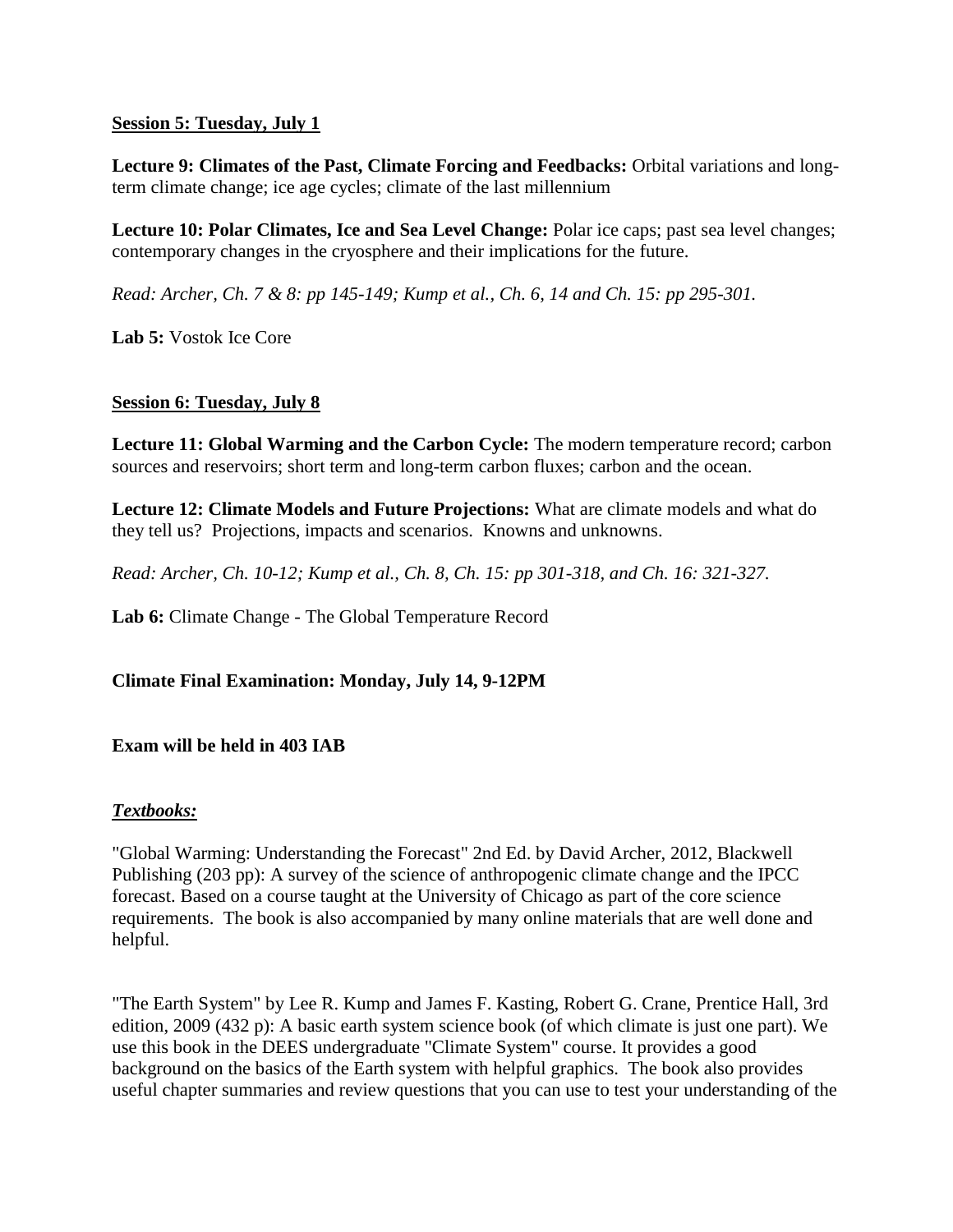**Session 5: Tuesday, July 1**

**Lecture 9: Climates of the Past, Climate Forcing and Feedbacks:** Orbital variations and long-term climate change; ice age cycles; climate of the last millennium

**Lecture 10: Polar Climates, Ice and Sea Level Change:** Polar ice caps; past sea level changes; contemporary changes in the cryosphere and their implications for the future.

*Read: Archer, Ch. 7 & 8: pp 145-149; Kump et al., Ch. 6, 14 and Ch. 15: pp 295-301.*

**Lab 5:** Vostok Ice Core

**Session 6: Tuesday, July 8**

**Lecture 11: Global Warming and the Carbon Cycle:** The modern temperature record; carbon sources and reservoirs; short term and long-term carbon fluxes; carbon and the ocean.

**Lecture 12: Climate Models and Future Projections:** What are climate models and what do they tell us? Projections, impacts and scenarios. Knowns and unknowns.

*Read: Archer, Ch. 10-12; Kump et al., Ch. 8, Ch. 15: pp 301-318, and Ch. 16: 321-327.*

**Lab 6:** Climate Change - The Global Temperature Record

**Climate Final Examination: Monday, July 14, 9-12PM**

**Exam will be held in 403 IAB**

***Textbooks:***

"Global Warming: Understanding the Forecast" 2nd Ed. by David Archer, 2012, Blackwell Publishing (203 pp): A survey of the science of anthropogenic climate change and the IPCC forecast. Based on a course taught at the University of Chicago as part of the core science requirements. The book is also accompanied by many online materials that are well done and helpful.

"The Earth System" by Lee R. Kump and James F. Kasting, Robert G. Crane, Prentice Hall, 3rd edition, 2009 (432 p): A basic earth system science book (of which climate is just one part). We use this book in the DEES undergraduate "Climate System" course. It provides a good background on the basics of the Earth system with helpful graphics. The book also provides useful chapter summaries and review questions that you can use to test your understanding of the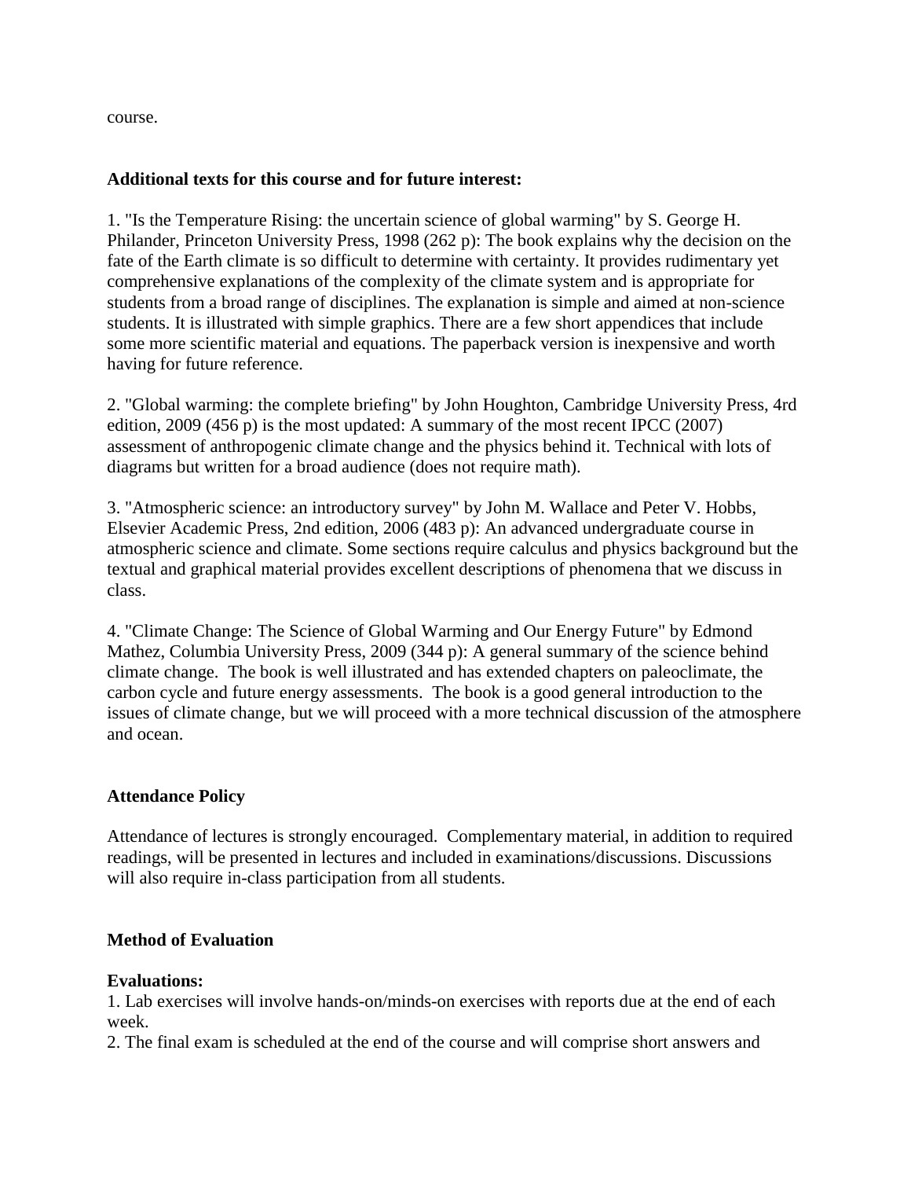course.

**Additional texts for this course and for future interest:**

1. "Is the Temperature Rising: the uncertain science of global warming" by S. George H. Philander, Princeton University Press, 1998 (262 p): The book explains why the decision on the fate of the Earth climate is so difficult to determine with certainty. It provides rudimentary yet comprehensive explanations of the complexity of the climate system and is appropriate for students from a broad range of disciplines. The explanation is simple and aimed at non-science students. It is illustrated with simple graphics. There are a few short appendices that include some more scientific material and equations. The paperback version is inexpensive and worth having for future reference.

2. "Global warming: the complete briefing" by John Houghton, Cambridge University Press, 4rd edition, 2009 (456 p) is the most updated: A summary of the most recent IPCC (2007) assessment of anthropogenic climate change and the physics behind it. Technical with lots of diagrams but written for a broad audience (does not require math).

3. "Atmospheric science: an introductory survey" by John M. Wallace and Peter V. Hobbs, Elsevier Academic Press, 2nd edition, 2006 (483 p): An advanced undergraduate course in atmospheric science and climate. Some sections require calculus and physics background but the textual and graphical material provides excellent descriptions of phenomena that we discuss in class.

4. "Climate Change: The Science of Global Warming and Our Energy Future" by Edmond Mathez, Columbia University Press, 2009 (344 p): A general summary of the science behind climate change. The book is well illustrated and has extended chapters on paleoclimate, the carbon cycle and future energy assessments. The book is a good general introduction to the issues of climate change, but we will proceed with a more technical discussion of the atmosphere and ocean.

**Attendance Policy**

Attendance of lectures is strongly encouraged. Complementary material, in addition to required readings, will be presented in lectures and included in examinations/discussions. Discussions will also require in-class participation from all students.

**Method of Evaluation**

**Evaluations:**

1. Lab exercises will involve hands-on/minds-on exercises with reports due at the end of each week.
2. The final exam is scheduled at the end of the course and will comprise short answers and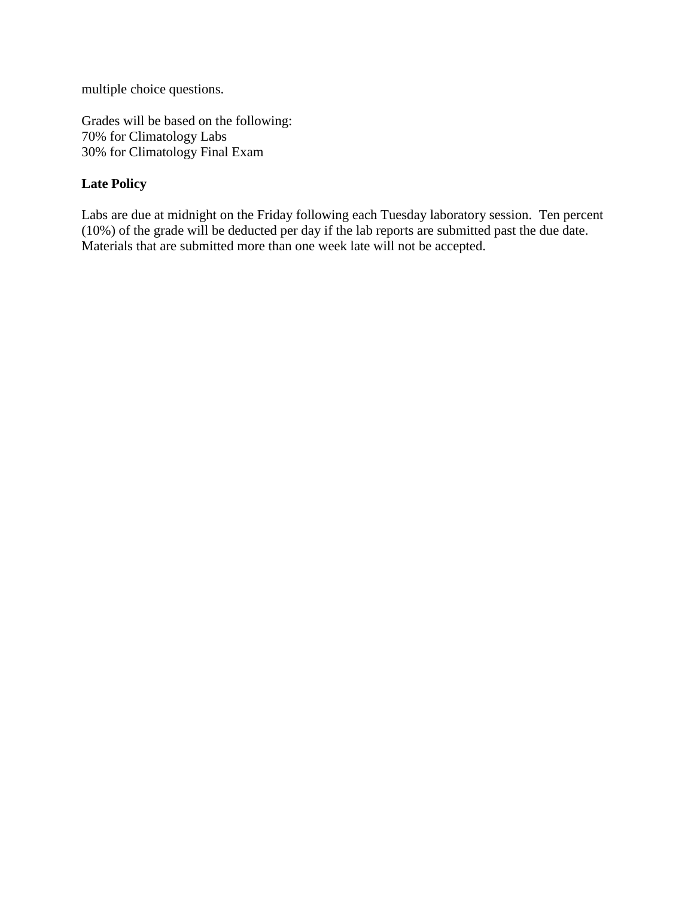multiple choice questions.

Grades will be based on the following:
70% for Climatology Labs
30% for Climatology Final Exam

**Late Policy**

Labs are due at midnight on the Friday following each Tuesday laboratory session. Ten percent (10%) of the grade will be deducted per day if the lab reports are submitted past the due date. Materials that are submitted more than one week late will not be accepted.